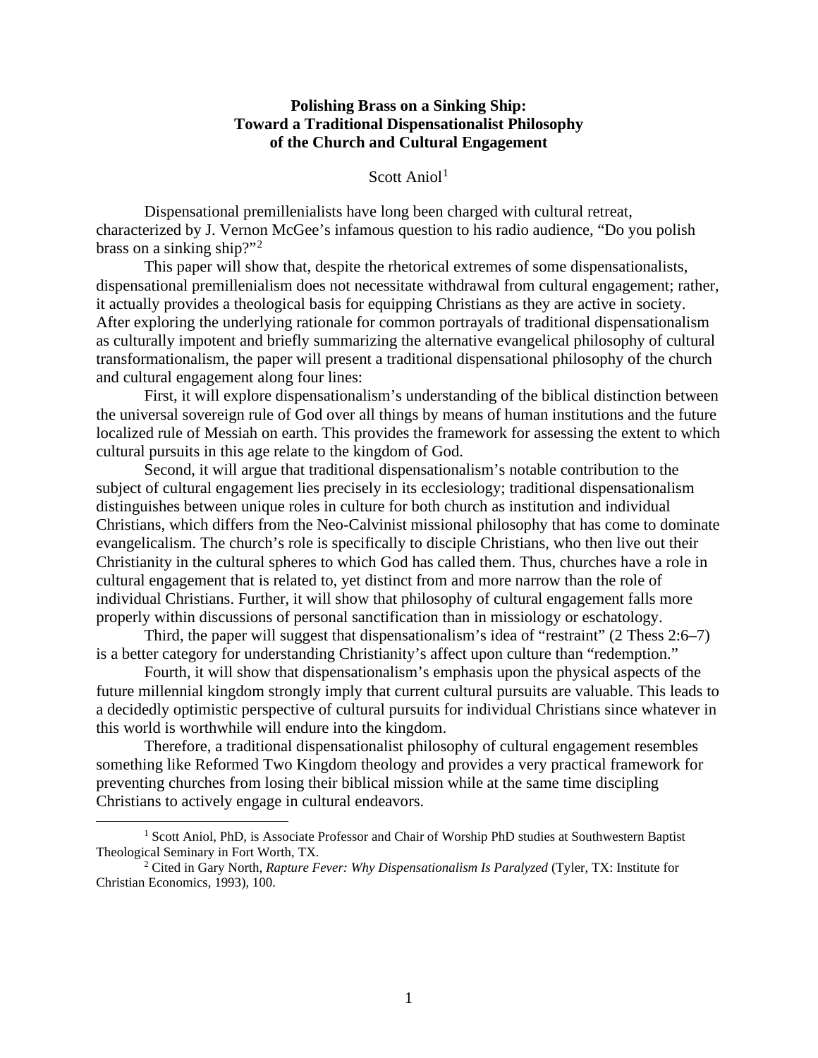**Polishing Brass on a Sinking Ship:**
**Toward a Traditional Dispensationalist Philosophy of the Church and Cultural Engagement**

Scott Aniol[1]

Dispensational premillenialists have long been charged with cultural retreat, characterized by J. Vernon McGee's infamous question to his radio audience, "Do you polish brass on a sinking ship?"[2]

This paper will show that, despite the rhetorical extremes of some dispensationalists, dispensational premillenialism does not necessitate withdrawal from cultural engagement; rather, it actually provides a theological basis for equipping Christians as they are active in society. After exploring the underlying rationale for common portrayals of traditional dispensationalism as culturally impotent and briefly summarizing the alternative evangelical philosophy of cultural transformationalism, the paper will present a traditional dispensational philosophy of the church and cultural engagement along four lines:

First, it will explore dispensationalism's understanding of the biblical distinction between the universal sovereign rule of God over all things by means of human institutions and the future localized rule of Messiah on earth. This provides the framework for assessing the extent to which cultural pursuits in this age relate to the kingdom of God.

Second, it will argue that traditional dispensationalism's notable contribution to the subject of cultural engagement lies precisely in its ecclesiology; traditional dispensationalism distinguishes between unique roles in culture for both church as institution and individual Christians, which differs from the Neo-Calvinist missional philosophy that has come to dominate evangelicalism. The church's role is specifically to disciple Christians, who then live out their Christianity in the cultural spheres to which God has called them. Thus, churches have a role in cultural engagement that is related to, yet distinct from and more narrow than the role of individual Christians. Further, it will show that philosophy of cultural engagement falls more properly within discussions of personal sanctification than in missiology or eschatology.

Third, the paper will suggest that dispensationalism's idea of "restraint" (2 Thess 2:6–7) is a better category for understanding Christianity's affect upon culture than "redemption."

Fourth, it will show that dispensationalism's emphasis upon the physical aspects of the future millennial kingdom strongly imply that current cultural pursuits are valuable. This leads to a decidedly optimistic perspective of cultural pursuits for individual Christians since whatever in this world is worthwhile will endure into the kingdom.

Therefore, a traditional dispensationalist philosophy of cultural engagement resembles something like Reformed Two Kingdom theology and provides a very practical framework for preventing churches from losing their biblical mission while at the same time discipling Christians to actively engage in cultural endeavors.

---

[1] Scott Aniol, PhD, is Associate Professor and Chair of Worship PhD studies at Southwestern Baptist Theological Seminary in Fort Worth, TX.

[2] Cited in Gary North, *Rapture Fever: Why Dispensationalism Is Paralyzed* (Tyler, TX: Institute for Christian Economics, 1993), 100.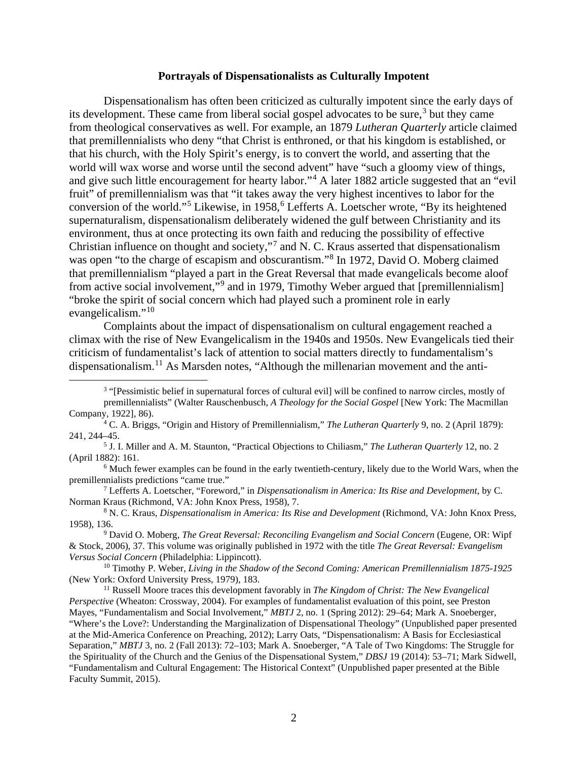### Portrayals of Dispensationalists as Culturally Impotent

Dispensationalism has often been criticized as culturally impotent since the early days of its development. These came from liberal social gospel advocates to be sure,[3] but they came from theological conservatives as well. For example, an 1879 *Lutheran Quarterly* article claimed that premillennialists who deny "that Christ is enthroned, or that his kingdom is established, or that his church, with the Holy Spirit's energy, is to convert the world, and asserting that the world will wax worse and worse until the second advent" have "such a gloomy view of things, and give such little encouragement for hearty labor."[4] A later 1882 article suggested that an "evil fruit" of premillennialism was that "it takes away the very highest incentives to labor for the conversion of the world."[5] Likewise, in 1958,[6] Lefferts A. Loetscher wrote, "By its heightened supernaturalism, dispensationalism deliberately widened the gulf between Christianity and its environment, thus at once protecting its own faith and reducing the possibility of effective Christian influence on thought and society,"[7] and N. C. Kraus asserted that dispensationalism was open "to the charge of escapism and obscurantism."[8] In 1972, David O. Moberg claimed that premillennialism "played a part in the Great Reversal that made evangelicals become aloof from active social involvement,"[9] and in 1979, Timothy Weber argued that [premillennialism] "broke the spirit of social concern which had played such a prominent role in early evangelicalism."[10]

Complaints about the impact of dispensationalism on cultural engagement reached a climax with the rise of New Evangelicalism in the 1940s and 1950s. New Evangelicals tied their criticism of fundamentalist's lack of attention to social matters directly to fundamentalism's dispensationalism.[11] As Marsden notes, "Although the millenarian movement and the anti-

---

[3] "[Pessimistic belief in supernatural forces of cultural evil] will be confined to narrow circles, mostly of premillennialists" (Walter Rauschenbusch, *A Theology for the Social Gospel* [New York: The Macmillan Company, 1922], 86).

[4] C. A. Briggs, "Origin and History of Premillennialism," *The Lutheran Quarterly* 9, no. 2 (April 1879): 241, 244–45.

[5] J. I. Miller and A. M. Staunton, "Practical Objections to Chiliasm," *The Lutheran Quarterly* 12, no. 2 (April 1882): 161.

[6] Much fewer examples can be found in the early twentieth-century, likely due to the World Wars, when the premillennialists predictions "came true."

[7] Lefferts A. Loetscher, "Foreword," in *Dispensationalism in America: Its Rise and Development*, by C. Norman Kraus (Richmond, VA: John Knox Press, 1958), 7.

[8] N. C. Kraus, *Dispensationalism in America: Its Rise and Development* (Richmond, VA: John Knox Press, 1958), 136.

[9] David O. Moberg, *The Great Reversal: Reconciling Evangelism and Social Concern* (Eugene, OR: Wipf & Stock, 2006), 37. This volume was originally published in 1972 with the title *The Great Reversal: Evangelism Versus Social Concern* (Philadelphia: Lippincott).

[10] Timothy P. Weber, *Living in the Shadow of the Second Coming: American Premillennialism 1875-1925* (New York: Oxford University Press, 1979), 183.

[11] Russell Moore traces this development favorably in *The Kingdom of Christ: The New Evangelical Perspective* (Wheaton: Crossway, 2004). For examples of fundamentalist evaluation of this point, see Preston Mayes, "Fundamentalism and Social Involvement," *MBTJ* 2, no. 1 (Spring 2012): 29–64; Mark A. Snoeberger, "Where's the Love?: Understanding the Marginalization of Dispensational Theology" (Unpublished paper presented at the Mid-America Conference on Preaching, 2012); Larry Oats, "Dispensationalism: A Basis for Ecclesiastical Separation," *MBTJ* 3, no. 2 (Fall 2013): 72–103; Mark A. Snoeberger, "A Tale of Two Kingdoms: The Struggle for the Spirituality of the Church and the Genius of the Dispensational System," *DBSJ* 19 (2014): 53–71; Mark Sidwell, "Fundamentalism and Cultural Engagement: The Historical Context" (Unpublished paper presented at the Bible Faculty Summit, 2015).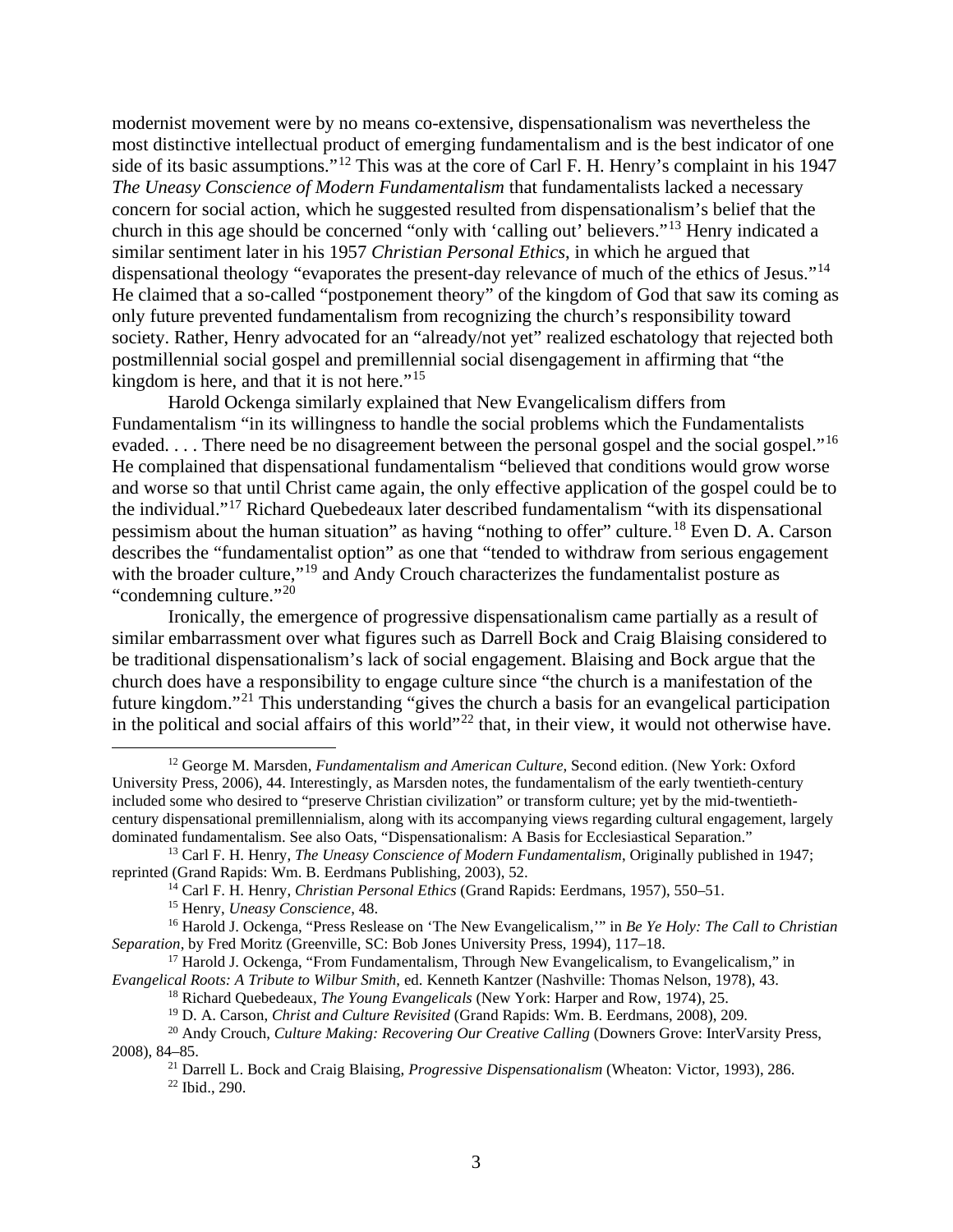modernist movement were by no means co-extensive, dispensationalism was nevertheless the most distinctive intellectual product of emerging fundamentalism and is the best indicator of one side of its basic assumptions."[12] This was at the core of Carl F. H. Henry's complaint in his 1947 *The Uneasy Conscience of Modern Fundamentalism* that fundamentalists lacked a necessary concern for social action, which he suggested resulted from dispensationalism's belief that the church in this age should be concerned "only with 'calling out' believers."[13] Henry indicated a similar sentiment later in his 1957 *Christian Personal Ethics*, in which he argued that dispensational theology "evaporates the present-day relevance of much of the ethics of Jesus."[14] He claimed that a so-called "postponement theory" of the kingdom of God that saw its coming as only future prevented fundamentalism from recognizing the church's responsibility toward society. Rather, Henry advocated for an "already/not yet" realized eschatology that rejected both postmillennial social gospel and premillennial social disengagement in affirming that "the kingdom is here, and that it is not here."[15]

Harold Ockenga similarly explained that New Evangelicalism differs from Fundamentalism "in its willingness to handle the social problems which the Fundamentalists evaded. . . . There need be no disagreement between the personal gospel and the social gospel."[16] He complained that dispensational fundamentalism "believed that conditions would grow worse and worse so that until Christ came again, the only effective application of the gospel could be to the individual."[17] Richard Quebedeaux later described fundamentalism "with its dispensational pessimism about the human situation" as having "nothing to offer" culture.[18] Even D. A. Carson describes the "fundamentalist option" as one that "tended to withdraw from serious engagement with the broader culture,"[19] and Andy Crouch characterizes the fundamentalist posture as "condemning culture."[20]

Ironically, the emergence of progressive dispensationalism came partially as a result of similar embarrassment over what figures such as Darrell Bock and Craig Blaising considered to be traditional dispensationalism's lack of social engagement. Blaising and Bock argue that the church does have a responsibility to engage culture since "the church is a manifestation of the future kingdom."[21] This understanding "gives the church a basis for an evangelical participation in the political and social affairs of this world"[22] that, in their view, it would not otherwise have.

---

[12] George M. Marsden, *Fundamentalism and American Culture*, Second edition. (New York: Oxford University Press, 2006), 44. Interestingly, as Marsden notes, the fundamentalism of the early twentieth-century included some who desired to "preserve Christian civilization" or transform culture; yet by the mid-twentieth-century dispensational premillennialism, along with its accompanying views regarding cultural engagement, largely dominated fundamentalism. See also Oats, "Dispensationalism: A Basis for Ecclesiastical Separation."

[13] Carl F. H. Henry, *The Uneasy Conscience of Modern Fundamentalism*, Originally published in 1947; reprinted (Grand Rapids: Wm. B. Eerdmans Publishing, 2003), 52.

[14] Carl F. H. Henry, *Christian Personal Ethics* (Grand Rapids: Eerdmans, 1957), 550–51.

[15] Henry, *Uneasy Conscience*, 48.

[16] Harold J. Ockenga, "Press Reslease on 'The New Evangelicalism,'" in *Be Ye Holy: The Call to Christian Separation*, by Fred Moritz (Greenville, SC: Bob Jones University Press, 1994), 117–18.

[17] Harold J. Ockenga, "From Fundamentalism, Through New Evangelicalism, to Evangelicalism," in *Evangelical Roots: A Tribute to Wilbur Smith*, ed. Kenneth Kantzer (Nashville: Thomas Nelson, 1978), 43.

[18] Richard Quebedeaux, *The Young Evangelicals* (New York: Harper and Row, 1974), 25.

[19] D. A. Carson, *Christ and Culture Revisited* (Grand Rapids: Wm. B. Eerdmans, 2008), 209.

[20] Andy Crouch, *Culture Making: Recovering Our Creative Calling* (Downers Grove: InterVarsity Press, 2008), 84–85.

[21] Darrell L. Bock and Craig Blaising, *Progressive Dispensationalism* (Wheaton: Victor, 1993), 286.

[22] Ibid., 290.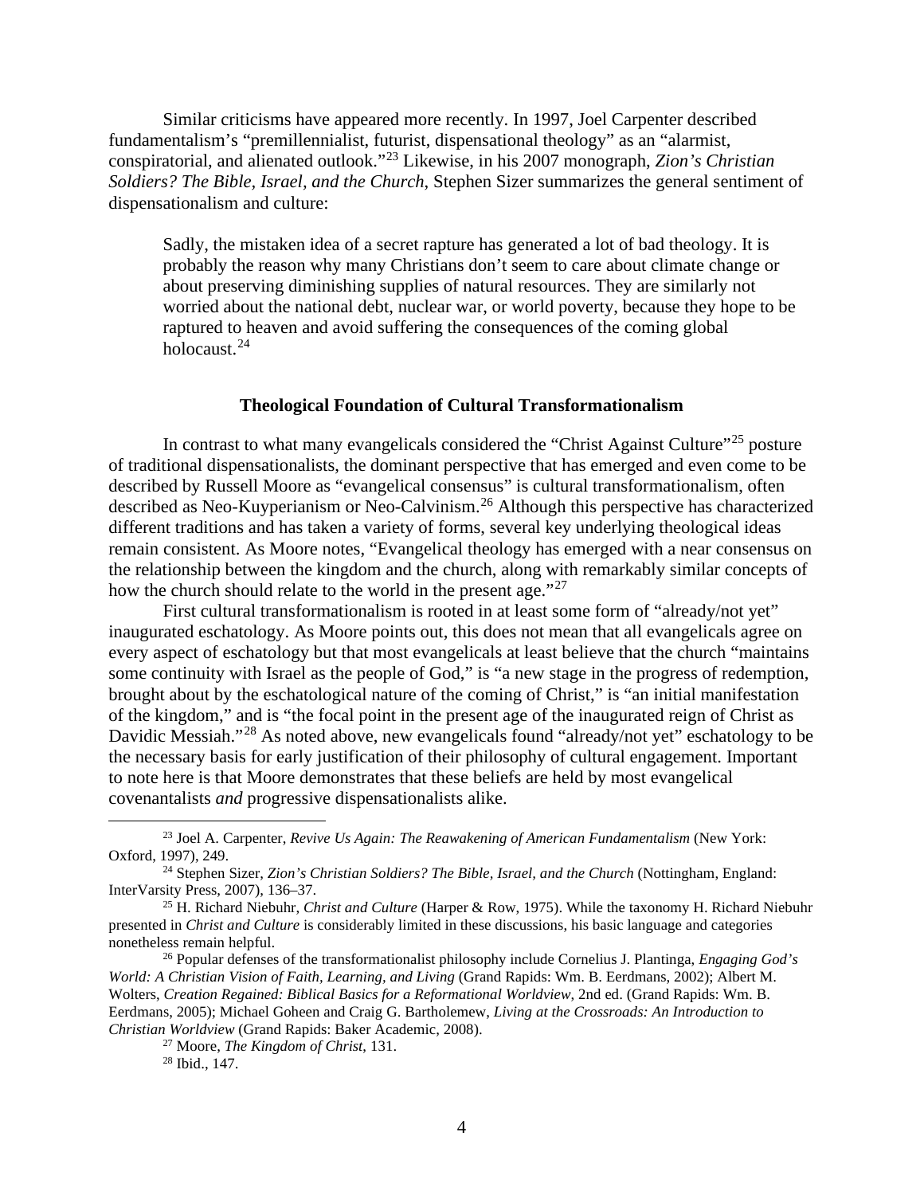Similar criticisms have appeared more recently. In 1997, Joel Carpenter described fundamentalism's "premillennialist, futurist, dispensational theology" as an "alarmist, conspiratorial, and alienated outlook."[23] Likewise, in his 2007 monograph, *Zion's Christian Soldiers? The Bible, Israel, and the Church*, Stephen Sizer summarizes the general sentiment of dispensationalism and culture:

> Sadly, the mistaken idea of a secret rapture has generated a lot of bad theology. It is probably the reason why many Christians don't seem to care about climate change or about preserving diminishing supplies of natural resources. They are similarly not worried about the national debt, nuclear war, or world poverty, because they hope to be raptured to heaven and avoid suffering the consequences of the coming global holocaust.[24]

### Theological Foundation of Cultural Transformationalism

In contrast to what many evangelicals considered the "Christ Against Culture"[25] posture of traditional dispensationalists, the dominant perspective that has emerged and even come to be described by Russell Moore as "evangelical consensus" is cultural transformationalism, often described as Neo-Kuyperianism or Neo-Calvinism.[26] Although this perspective has characterized different traditions and has taken a variety of forms, several key underlying theological ideas remain consistent. As Moore notes, "Evangelical theology has emerged with a near consensus on the relationship between the kingdom and the church, along with remarkably similar concepts of how the church should relate to the world in the present age."[27]

First cultural transformationalism is rooted in at least some form of "already/not yet" inaugurated eschatology. As Moore points out, this does not mean that all evangelicals agree on every aspect of eschatology but that most evangelicals at least believe that the church "maintains some continuity with Israel as the people of God," is "a new stage in the progress of redemption, brought about by the eschatological nature of the coming of Christ," is "an initial manifestation of the kingdom," and is "the focal point in the present age of the inaugurated reign of Christ as Davidic Messiah."[28] As noted above, new evangelicals found "already/not yet" eschatology to be the necessary basis for early justification of their philosophy of cultural engagement. Important to note here is that Moore demonstrates that these beliefs are held by most evangelical covenantalists *and* progressive dispensationalists alike.

---

[23] Joel A. Carpenter, *Revive Us Again: The Reawakening of American Fundamentalism* (New York: Oxford, 1997), 249.

[24] Stephen Sizer, *Zion's Christian Soldiers? The Bible, Israel, and the Church* (Nottingham, England: InterVarsity Press, 2007), 136–37.

[25] H. Richard Niebuhr, *Christ and Culture* (Harper & Row, 1975). While the taxonomy H. Richard Niebuhr presented in *Christ and Culture* is considerably limited in these discussions, his basic language and categories nonetheless remain helpful.

[26] Popular defenses of the transformationalist philosophy include Cornelius J. Plantinga, *Engaging God's World: A Christian Vision of Faith, Learning, and Living* (Grand Rapids: Wm. B. Eerdmans, 2002); Albert M. Wolters, *Creation Regained: Biblical Basics for a Reformational Worldview*, 2nd ed. (Grand Rapids: Wm. B. Eerdmans, 2005); Michael Goheen and Craig G. Bartholemew, *Living at the Crossroads: An Introduction to Christian Worldview* (Grand Rapids: Baker Academic, 2008).

[27] Moore, *The Kingdom of Christ*, 131.

[28] Ibid., 147.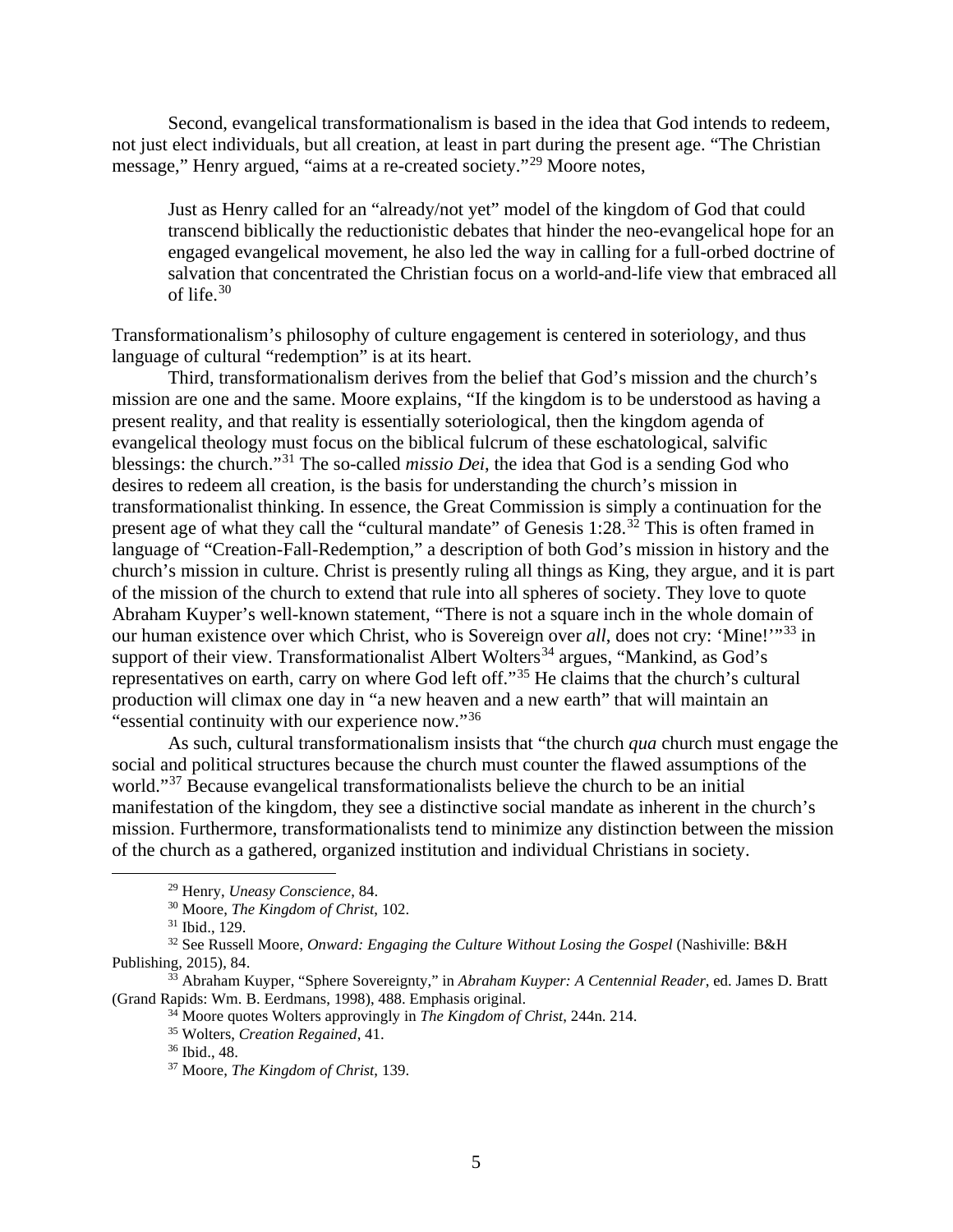Second, evangelical transformationalism is based in the idea that God intends to redeem, not just elect individuals, but all creation, at least in part during the present age. "The Christian message," Henry argued, "aims at a re-created society."[29] Moore notes,

> Just as Henry called for an "already/not yet" model of the kingdom of God that could transcend biblically the reductionistic debates that hinder the neo-evangelical hope for an engaged evangelical movement, he also led the way in calling for a full-orbed doctrine of salvation that concentrated the Christian focus on a world-and-life view that embraced all of life.[30]

Transformationalism's philosophy of culture engagement is centered in soteriology, and thus language of cultural "redemption" is at its heart.

Third, transformationalism derives from the belief that God's mission and the church's mission are one and the same. Moore explains, "If the kingdom is to be understood as having a present reality, and that reality is essentially soteriological, then the kingdom agenda of evangelical theology must focus on the biblical fulcrum of these eschatological, salvific blessings: the church."[31] The so-called *missio Dei*, the idea that God is a sending God who desires to redeem all creation, is the basis for understanding the church's mission in transformationalist thinking. In essence, the Great Commission is simply a continuation for the present age of what they call the "cultural mandate" of Genesis 1:28.[32] This is often framed in language of "Creation-Fall-Redemption," a description of both God's mission in history and the church's mission in culture. Christ is presently ruling all things as King, they argue, and it is part of the mission of the church to extend that rule into all spheres of society. They love to quote Abraham Kuyper's well-known statement, "There is not a square inch in the whole domain of our human existence over which Christ, who is Sovereign over *all*, does not cry: 'Mine!'"[33] in support of their view. Transformationalist Albert Wolters[34] argues, "Mankind, as God's representatives on earth, carry on where God left off."[35] He claims that the church's cultural production will climax one day in "a new heaven and a new earth" that will maintain an "essential continuity with our experience now."[36]

As such, cultural transformationalism insists that "the church *qua* church must engage the social and political structures because the church must counter the flawed assumptions of the world."[37] Because evangelical transformationalists believe the church to be an initial manifestation of the kingdom, they see a distinctive social mandate as inherent in the church's mission. Furthermore, transformationalists tend to minimize any distinction between the mission of the church as a gathered, organized institution and individual Christians in society.

---

[29] Henry, *Uneasy Conscience*, 84.

[30] Moore, *The Kingdom of Christ*, 102.

[31] Ibid., 129.

[32] See Russell Moore, *Onward: Engaging the Culture Without Losing the Gospel* (Nashiville: B&H Publishing, 2015), 84.

[33] Abraham Kuyper, "Sphere Sovereignty," in *Abraham Kuyper: A Centennial Reader*, ed. James D. Bratt (Grand Rapids: Wm. B. Eerdmans, 1998), 488. Emphasis original.

[34] Moore quotes Wolters approvingly in *The Kingdom of Christ*, 244n. 214.

[35] Wolters, *Creation Regained*, 41.

[36] Ibid., 48.

[37] Moore, *The Kingdom of Christ*, 139.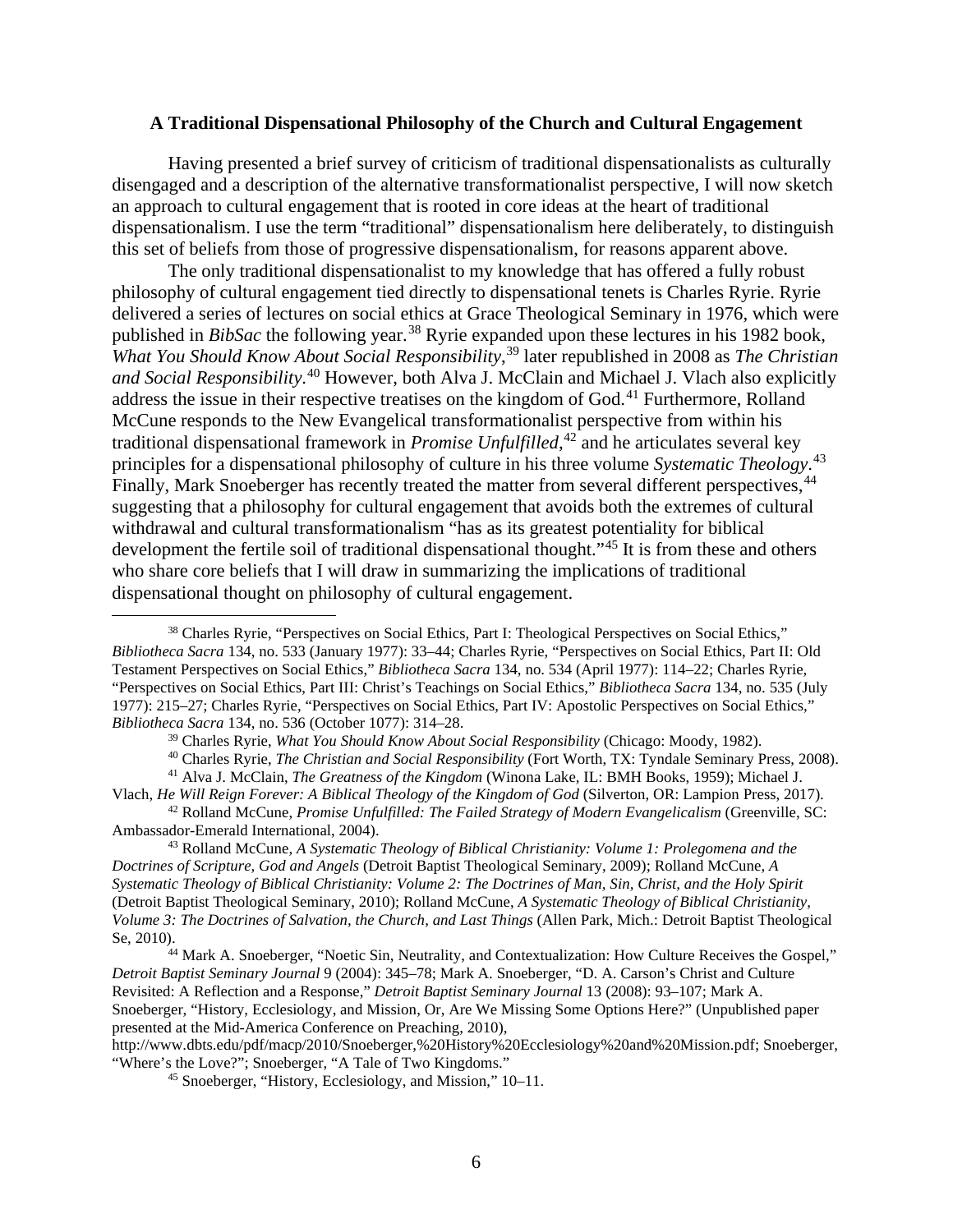### A Traditional Dispensational Philosophy of the Church and Cultural Engagement

Having presented a brief survey of criticism of traditional dispensationalists as culturally disengaged and a description of the alternative transformationalist perspective, I will now sketch an approach to cultural engagement that is rooted in core ideas at the heart of traditional dispensationalism. I use the term "traditional" dispensationalism here deliberately, to distinguish this set of beliefs from those of progressive dispensationalism, for reasons apparent above.

The only traditional dispensationalist to my knowledge that has offered a fully robust philosophy of cultural engagement tied directly to dispensational tenets is Charles Ryrie. Ryrie delivered a series of lectures on social ethics at Grace Theological Seminary in 1976, which were published in *BibSac* the following year.[38] Ryrie expanded upon these lectures in his 1982 book, *What You Should Know About Social Responsibility*,[39] later republished in 2008 as *The Christian and Social Responsibility*.[40] However, both Alva J. McClain and Michael J. Vlach also explicitly address the issue in their respective treatises on the kingdom of God.[41] Furthermore, Rolland McCune responds to the New Evangelical transformationalist perspective from within his traditional dispensational framework in *Promise Unfulfilled*,[42] and he articulates several key principles for a dispensational philosophy of culture in his three volume *Systematic Theology*.[43] Finally, Mark Snoeberger has recently treated the matter from several different perspectives,[44] suggesting that a philosophy for cultural engagement that avoids both the extremes of cultural withdrawal and cultural transformationalism "has as its greatest potentiality for biblical development the fertile soil of traditional dispensational thought."[45] It is from these and others who share core beliefs that I will draw in summarizing the implications of traditional dispensational thought on philosophy of cultural engagement.

---

[38] Charles Ryrie, "Perspectives on Social Ethics, Part I: Theological Perspectives on Social Ethics," *Bibliotheca Sacra* 134, no. 533 (January 1977): 33–44; Charles Ryrie, "Perspectives on Social Ethics, Part II: Old Testament Perspectives on Social Ethics," *Bibliotheca Sacra* 134, no. 534 (April 1977): 114–22; Charles Ryrie, "Perspectives on Social Ethics, Part III: Christ's Teachings on Social Ethics," *Bibliotheca Sacra* 134, no. 535 (July 1977): 215–27; Charles Ryrie, "Perspectives on Social Ethics, Part IV: Apostolic Perspectives on Social Ethics," *Bibliotheca Sacra* 134, no. 536 (October 1077): 314–28.

[39] Charles Ryrie, *What You Should Know About Social Responsibility* (Chicago: Moody, 1982).

[40] Charles Ryrie, *The Christian and Social Responsibility* (Fort Worth, TX: Tyndale Seminary Press, 2008).

[41] Alva J. McClain, *The Greatness of the Kingdom* (Winona Lake, IL: BMH Books, 1959); Michael J. Vlach, *He Will Reign Forever: A Biblical Theology of the Kingdom of God* (Silverton, OR: Lampion Press, 2017).

[42] Rolland McCune, *Promise Unfulfilled: The Failed Strategy of Modern Evangelicalism* (Greenville, SC: Ambassador-Emerald International, 2004).

[43] Rolland McCune, *A Systematic Theology of Biblical Christianity: Volume 1: Prolegomena and the Doctrines of Scripture, God and Angels* (Detroit Baptist Theological Seminary, 2009); Rolland McCune, *A Systematic Theology of Biblical Christianity: Volume 2: The Doctrines of Man, Sin, Christ, and the Holy Spirit* (Detroit Baptist Theological Seminary, 2010); Rolland McCune, *A Systematic Theology of Biblical Christianity, Volume 3: The Doctrines of Salvation, the Church, and Last Things* (Allen Park, Mich.: Detroit Baptist Theological Se, 2010).

[44] Mark A. Snoeberger, "Noetic Sin, Neutrality, and Contextualization: How Culture Receives the Gospel," *Detroit Baptist Seminary Journal* 9 (2004): 345–78; Mark A. Snoeberger, "D. A. Carson's Christ and Culture Revisited: A Reflection and a Response," *Detroit Baptist Seminary Journal* 13 (2008): 93–107; Mark A. Snoeberger, "History, Ecclesiology, and Mission, Or, Are We Missing Some Options Here?" (Unpublished paper presented at the Mid-America Conference on Preaching, 2010), http://www.dbts.edu/pdf/macp/2010/Snoeberger,%20History%20Ecclesiology%20and%20Mission.pdf; Snoeberger, "Where's the Love?"; Snoeberger, "A Tale of Two Kingdoms."

[45] Snoeberger, "History, Ecclesiology, and Mission," 10–11.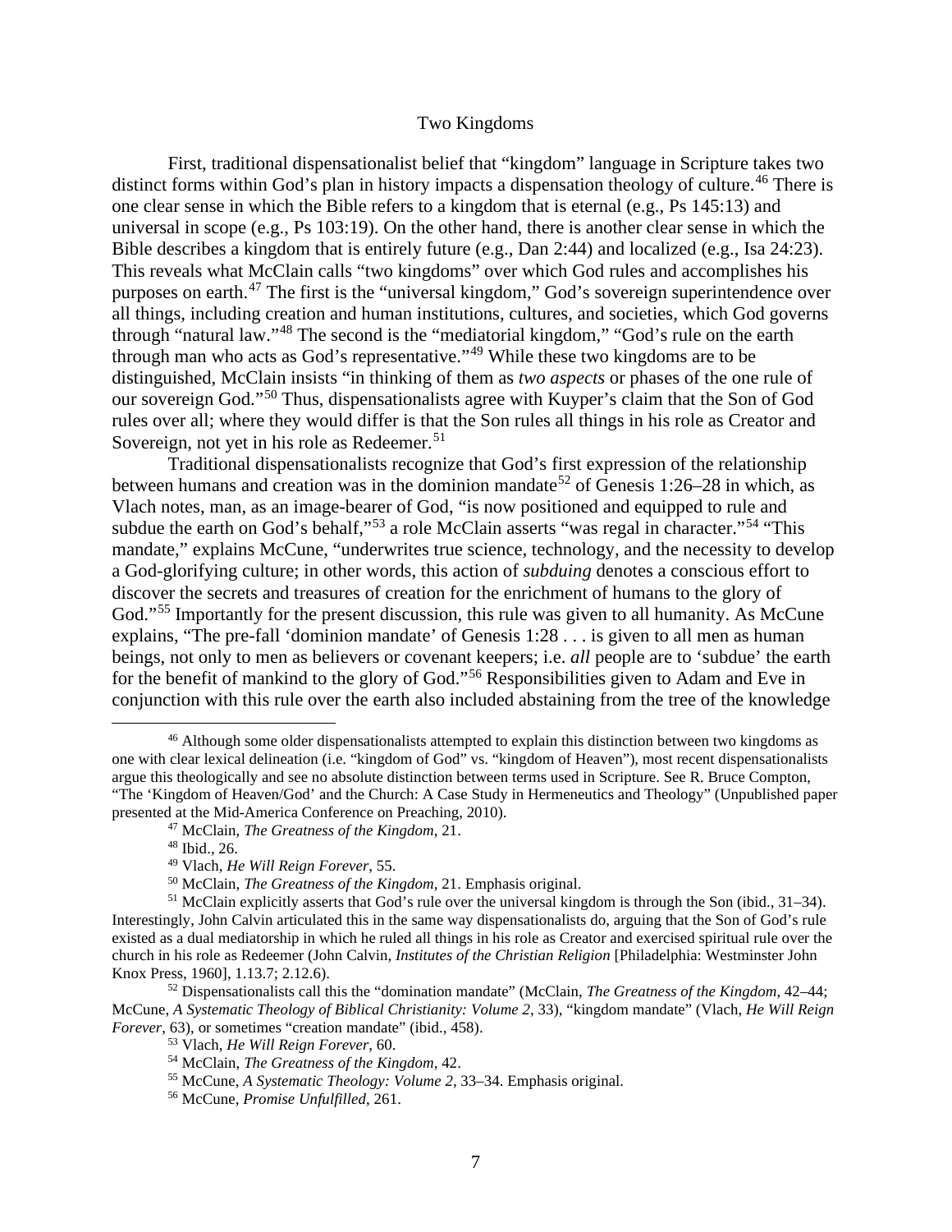## Two Kingdoms

First, traditional dispensationalist belief that "kingdom" language in Scripture takes two distinct forms within God's plan in history impacts a dispensation theology of culture.[46] There is one clear sense in which the Bible refers to a kingdom that is eternal (e.g., Ps 145:13) and universal in scope (e.g., Ps 103:19). On the other hand, there is another clear sense in which the Bible describes a kingdom that is entirely future (e.g., Dan 2:44) and localized (e.g., Isa 24:23). This reveals what McClain calls "two kingdoms" over which God rules and accomplishes his purposes on earth.[47] The first is the "universal kingdom," God's sovereign superintendence over all things, including creation and human institutions, cultures, and societies, which God governs through "natural law."[48] The second is the "mediatorial kingdom," "God's rule on the earth through man who acts as God's representative."[49] While these two kingdoms are to be distinguished, McClain insists "in thinking of them as *two aspects* or phases of the one rule of our sovereign God."[50] Thus, dispensationalists agree with Kuyper's claim that the Son of God rules over all; where they would differ is that the Son rules all things in his role as Creator and Sovereign, not yet in his role as Redeemer.[51]

Traditional dispensationalists recognize that God's first expression of the relationship between humans and creation was in the dominion mandate[52] of Genesis 1:26–28 in which, as Vlach notes, man, as an image-bearer of God, "is now positioned and equipped to rule and subdue the earth on God's behalf,"[53] a role McClain asserts "was regal in character."[54] "This mandate," explains McCune, "underwrites true science, technology, and the necessity to develop a God-glorifying culture; in other words, this action of *subduing* denotes a conscious effort to discover the secrets and treasures of creation for the enrichment of humans to the glory of God."[55] Importantly for the present discussion, this rule was given to all humanity. As McCune explains, "The pre-fall 'dominion mandate' of Genesis 1:28 . . . is given to all men as human beings, not only to men as believers or covenant keepers; i.e. *all* people are to 'subdue' the earth for the benefit of mankind to the glory of God."[56] Responsibilities given to Adam and Eve in conjunction with this rule over the earth also included abstaining from the tree of the knowledge

---

[46] Although some older dispensationalists attempted to explain this distinction between two kingdoms as one with clear lexical delineation (i.e. "kingdom of God" vs. "kingdom of Heaven"), most recent dispensationalists argue this theologically and see no absolute distinction between terms used in Scripture. See R. Bruce Compton, "The 'Kingdom of Heaven/God' and the Church: A Case Study in Hermeneutics and Theology" (Unpublished paper presented at the Mid-America Conference on Preaching, 2010).

[47] McClain, *The Greatness of the Kingdom*, 21.

[48] Ibid., 26.

[49] Vlach, *He Will Reign Forever*, 55.

[50] McClain, *The Greatness of the Kingdom*, 21. Emphasis original.

[51] McClain explicitly asserts that God's rule over the universal kingdom is through the Son (ibid., 31–34). Interestingly, John Calvin articulated this in the same way dispensationalists do, arguing that the Son of God's rule existed as a dual mediatorship in which he ruled all things in his role as Creator and exercised spiritual rule over the church in his role as Redeemer (John Calvin, *Institutes of the Christian Religion* [Philadelphia: Westminster John Knox Press, 1960], 1.13.7; 2.12.6).

[52] Dispensationalists call this the "domination mandate" (McClain, *The Greatness of the Kingdom*, 42–44; McCune, *A Systematic Theology of Biblical Christianity: Volume 2*, 33), "kingdom mandate" (Vlach, *He Will Reign Forever*, 63), or sometimes "creation mandate" (ibid., 458).

[53] Vlach, *He Will Reign Forever*, 60.

[54] McClain, *The Greatness of the Kingdom*, 42.

[55] McCune, *A Systematic Theology: Volume 2*, 33–34. Emphasis original.

[56] McCune, *Promise Unfulfilled*, 261.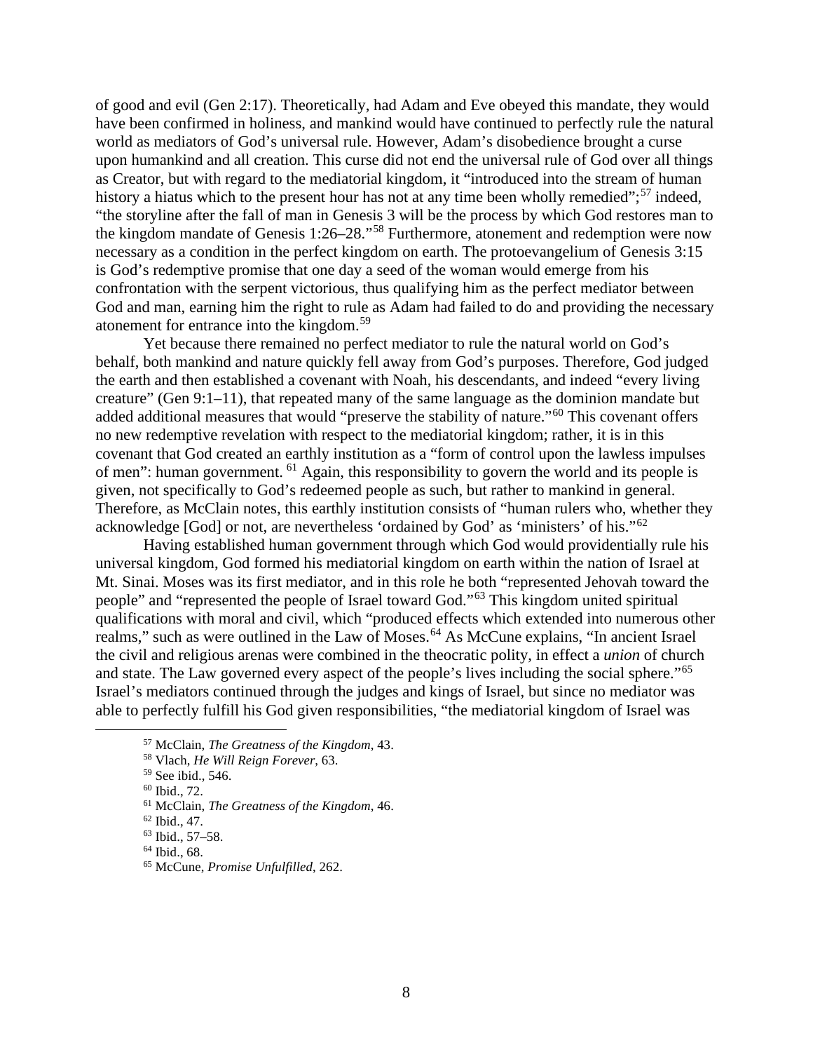of good and evil (Gen 2:17). Theoretically, had Adam and Eve obeyed this mandate, they would have been confirmed in holiness, and mankind would have continued to perfectly rule the natural world as mediators of God's universal rule. However, Adam's disobedience brought a curse upon humankind and all creation. This curse did not end the universal rule of God over all things as Creator, but with regard to the mediatorial kingdom, it "introduced into the stream of human history a hiatus which to the present hour has not at any time been wholly remedied";[57] indeed, "the storyline after the fall of man in Genesis 3 will be the process by which God restores man to the kingdom mandate of Genesis 1:26–28."[58] Furthermore, atonement and redemption were now necessary as a condition in the perfect kingdom on earth. The protoevangelium of Genesis 3:15 is God's redemptive promise that one day a seed of the woman would emerge from his confrontation with the serpent victorious, thus qualifying him as the perfect mediator between God and man, earning him the right to rule as Adam had failed to do and providing the necessary atonement for entrance into the kingdom.[59]

Yet because there remained no perfect mediator to rule the natural world on God's behalf, both mankind and nature quickly fell away from God's purposes. Therefore, God judged the earth and then established a covenant with Noah, his descendants, and indeed "every living creature" (Gen 9:1–11), that repeated many of the same language as the dominion mandate but added additional measures that would "preserve the stability of nature."[60] This covenant offers no new redemptive revelation with respect to the mediatorial kingdom; rather, it is in this covenant that God created an earthly institution as a "form of control upon the lawless impulses of men": human government.[61] Again, this responsibility to govern the world and its people is given, not specifically to God's redeemed people as such, but rather to mankind in general. Therefore, as McClain notes, this earthly institution consists of "human rulers who, whether they acknowledge [God] or not, are nevertheless 'ordained by God' as 'ministers' of his."[62]

Having established human government through which God would providentially rule his universal kingdom, God formed his mediatorial kingdom on earth within the nation of Israel at Mt. Sinai. Moses was its first mediator, and in this role he both "represented Jehovah toward the people" and "represented the people of Israel toward God."[63] This kingdom united spiritual qualifications with moral and civil, which "produced effects which extended into numerous other realms," such as were outlined in the Law of Moses.[64] As McCune explains, "In ancient Israel the civil and religious arenas were combined in the theocratic polity, in effect a *union* of church and state. The Law governed every aspect of the people's lives including the social sphere."[65] Israel's mediators continued through the judges and kings of Israel, but since no mediator was able to perfectly fulfill his God given responsibilities, "the mediatorial kingdom of Israel was

---

[57] McClain, *The Greatness of the Kingdom*, 43.
[58] Vlach, *He Will Reign Forever*, 63.
[59] See ibid., 546.
[60] Ibid., 72.
[61] McClain, *The Greatness of the Kingdom*, 46.
[62] Ibid., 47.
[63] Ibid., 57–58.
[64] Ibid., 68.
[65] McCune, *Promise Unfulfilled*, 262.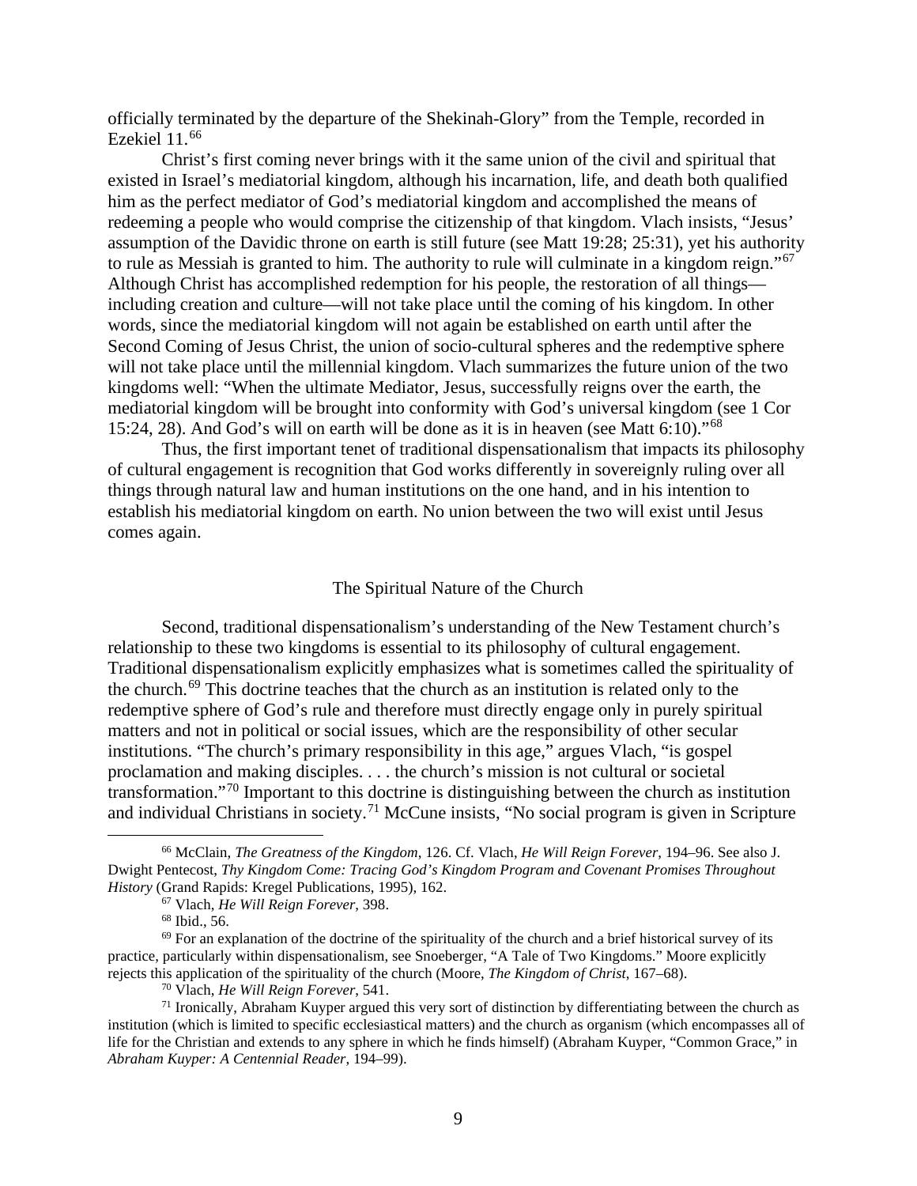officially terminated by the departure of the Shekinah-Glory" from the Temple, recorded in Ezekiel 11.[66]

Christ's first coming never brings with it the same union of the civil and spiritual that existed in Israel's mediatorial kingdom, although his incarnation, life, and death both qualified him as the perfect mediator of God's mediatorial kingdom and accomplished the means of redeeming a people who would comprise the citizenship of that kingdom. Vlach insists, "Jesus' assumption of the Davidic throne on earth is still future (see Matt 19:28; 25:31), yet his authority to rule as Messiah is granted to him. The authority to rule will culminate in a kingdom reign."[67] Although Christ has accomplished redemption for his people, the restoration of all things—including creation and culture—will not take place until the coming of his kingdom. In other words, since the mediatorial kingdom will not again be established on earth until after the Second Coming of Jesus Christ, the union of socio-cultural spheres and the redemptive sphere will not take place until the millennial kingdom. Vlach summarizes the future union of the two kingdoms well: "When the ultimate Mediator, Jesus, successfully reigns over the earth, the mediatorial kingdom will be brought into conformity with God's universal kingdom (see 1 Cor 15:24, 28). And God's will on earth will be done as it is in heaven (see Matt 6:10)."[68]

Thus, the first important tenet of traditional dispensationalism that impacts its philosophy of cultural engagement is recognition that God works differently in sovereignly ruling over all things through natural law and human institutions on the one hand, and in his intention to establish his mediatorial kingdom on earth. No union between the two will exist until Jesus comes again.

## The Spiritual Nature of the Church

Second, traditional dispensationalism's understanding of the New Testament church's relationship to these two kingdoms is essential to its philosophy of cultural engagement. Traditional dispensationalism explicitly emphasizes what is sometimes called the spirituality of the church.[69] This doctrine teaches that the church as an institution is related only to the redemptive sphere of God's rule and therefore must directly engage only in purely spiritual matters and not in political or social issues, which are the responsibility of other secular institutions. "The church's primary responsibility in this age," argues Vlach, "is gospel proclamation and making disciples. . . . the church's mission is not cultural or societal transformation."[70] Important to this doctrine is distinguishing between the church as institution and individual Christians in society.[71] McCune insists, "No social program is given in Scripture

---

[66] McClain, *The Greatness of the Kingdom*, 126. Cf. Vlach, *He Will Reign Forever*, 194–96. See also J. Dwight Pentecost, *Thy Kingdom Come: Tracing God's Kingdom Program and Covenant Promises Throughout History* (Grand Rapids: Kregel Publications, 1995), 162.

[67] Vlach, *He Will Reign Forever*, 398.

[68] Ibid., 56.

[69] For an explanation of the doctrine of the spirituality of the church and a brief historical survey of its practice, particularly within dispensationalism, see Snoeberger, "A Tale of Two Kingdoms." Moore explicitly rejects this application of the spirituality of the church (Moore, *The Kingdom of Christ*, 167–68).

[70] Vlach, *He Will Reign Forever*, 541.

[71] Ironically, Abraham Kuyper argued this very sort of distinction by differentiating between the church as institution (which is limited to specific ecclesiastical matters) and the church as organism (which encompasses all of life for the Christian and extends to any sphere in which he finds himself) (Abraham Kuyper, "Common Grace," in *Abraham Kuyper: A Centennial Reader*, 194–99).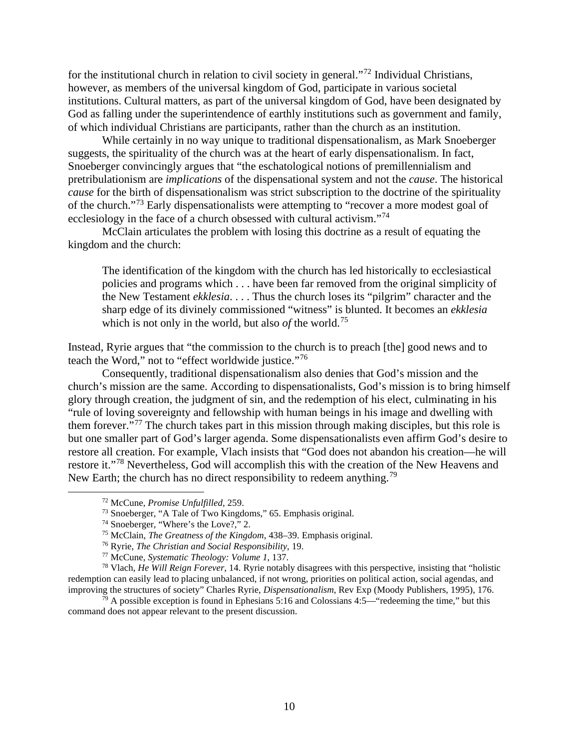for the institutional church in relation to civil society in general."[72] Individual Christians, however, as members of the universal kingdom of God, participate in various societal institutions. Cultural matters, as part of the universal kingdom of God, have been designated by God as falling under the superintendence of earthly institutions such as government and family, of which individual Christians are participants, rather than the church as an institution.

While certainly in no way unique to traditional dispensationalism, as Mark Snoeberger suggests, the spirituality of the church was at the heart of early dispensationalism. In fact, Snoeberger convincingly argues that "the eschatological notions of premillennialism and pretribulationism are *implications* of the dispensational system and not the *cause*. The historical *cause* for the birth of dispensationalism was strict subscription to the doctrine of the spirituality of the church."[73] Early dispensationalists were attempting to "recover a more modest goal of ecclesiology in the face of a church obsessed with cultural activism."[74]

McClain articulates the problem with losing this doctrine as a result of equating the kingdom and the church:

> The identification of the kingdom with the church has led historically to ecclesiastical policies and programs which . . . have been far removed from the original simplicity of the New Testament *ekklesia*. . . . Thus the church loses its "pilgrim" character and the sharp edge of its divinely commissioned "witness" is blunted. It becomes an *ekklesia* which is not only in the world, but also *of* the world.[75]

Instead, Ryrie argues that "the commission to the church is to preach [the] good news and to teach the Word," not to "effect worldwide justice."[76]

Consequently, traditional dispensationalism also denies that God's mission and the church's mission are the same. According to dispensationalists, God's mission is to bring himself glory through creation, the judgment of sin, and the redemption of his elect, culminating in his "rule of loving sovereignty and fellowship with human beings in his image and dwelling with them forever."[77] The church takes part in this mission through making disciples, but this role is but one smaller part of God's larger agenda. Some dispensationalists even affirm God's desire to restore all creation. For example, Vlach insists that "God does not abandon his creation—he will restore it."[78] Nevertheless, God will accomplish this with the creation of the New Heavens and New Earth; the church has no direct responsibility to redeem anything.[79]

---

[72] McCune, *Promise Unfulfilled*, 259.

[73] Snoeberger, "A Tale of Two Kingdoms," 65. Emphasis original.

[74] Snoeberger, "Where's the Love?," 2.

[75] McClain, *The Greatness of the Kingdom*, 438–39. Emphasis original.

[76] Ryrie, *The Christian and Social Responsibility*, 19.

[77] McCune, *Systematic Theology: Volume 1*, 137.

[78] Vlach, *He Will Reign Forever*, 14. Ryrie notably disagrees with this perspective, insisting that "holistic redemption can easily lead to placing unbalanced, if not wrong, priorities on political action, social agendas, and improving the structures of society" Charles Ryrie, *Dispensationalism*, Rev Exp (Moody Publishers, 1995), 176.

[79] A possible exception is found in Ephesians 5:16 and Colossians 4:5—"redeeming the time," but this command does not appear relevant to the present discussion.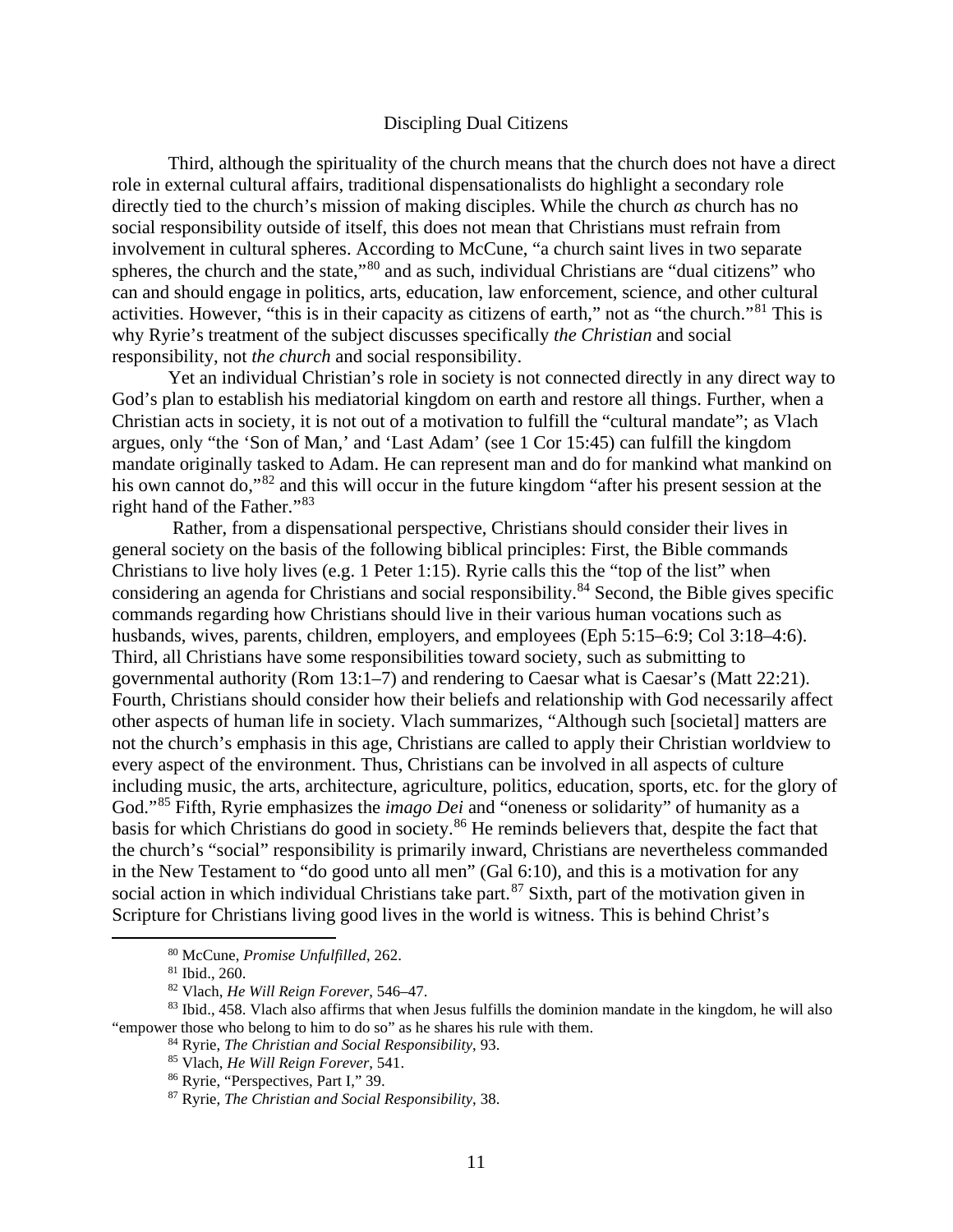## Discipling Dual Citizens

Third, although the spirituality of the church means that the church does not have a direct role in external cultural affairs, traditional dispensationalists do highlight a secondary role directly tied to the church's mission of making disciples. While the church *as* church has no social responsibility outside of itself, this does not mean that Christians must refrain from involvement in cultural spheres. According to McCune, "a church saint lives in two separate spheres, the church and the state,"[80] and as such, individual Christians are "dual citizens" who can and should engage in politics, arts, education, law enforcement, science, and other cultural activities. However, "this is in their capacity as citizens of earth," not as "the church."[81] This is why Ryrie's treatment of the subject discusses specifically *the Christian* and social responsibility, not *the church* and social responsibility.

Yet an individual Christian's role in society is not connected directly in any direct way to God's plan to establish his mediatorial kingdom on earth and restore all things. Further, when a Christian acts in society, it is not out of a motivation to fulfill the "cultural mandate"; as Vlach argues, only "the 'Son of Man,' and 'Last Adam' (see 1 Cor 15:45) can fulfill the kingdom mandate originally tasked to Adam. He can represent man and do for mankind what mankind on his own cannot do,"[82] and this will occur in the future kingdom "after his present session at the right hand of the Father."[83]

Rather, from a dispensational perspective, Christians should consider their lives in general society on the basis of the following biblical principles: First, the Bible commands Christians to live holy lives (e.g. 1 Peter 1:15). Ryrie calls this the "top of the list" when considering an agenda for Christians and social responsibility.[84] Second, the Bible gives specific commands regarding how Christians should live in their various human vocations such as husbands, wives, parents, children, employers, and employees (Eph 5:15–6:9; Col 3:18–4:6). Third, all Christians have some responsibilities toward society, such as submitting to governmental authority (Rom 13:1–7) and rendering to Caesar what is Caesar's (Matt 22:21). Fourth, Christians should consider how their beliefs and relationship with God necessarily affect other aspects of human life in society. Vlach summarizes, "Although such [societal] matters are not the church's emphasis in this age, Christians are called to apply their Christian worldview to every aspect of the environment. Thus, Christians can be involved in all aspects of culture including music, the arts, architecture, agriculture, politics, education, sports, etc. for the glory of God."[85] Fifth, Ryrie emphasizes the *imago Dei* and "oneness or solidarity" of humanity as a basis for which Christians do good in society.[86] He reminds believers that, despite the fact that the church's "social" responsibility is primarily inward, Christians are nevertheless commanded in the New Testament to "do good unto all men" (Gal 6:10), and this is a motivation for any social action in which individual Christians take part.[87] Sixth, part of the motivation given in Scripture for Christians living good lives in the world is witness. This is behind Christ's

---

[80] McCune, *Promise Unfulfilled*, 262.

[81] Ibid., 260.

[82] Vlach, *He Will Reign Forever*, 546–47.

[83] Ibid., 458. Vlach also affirms that when Jesus fulfills the dominion mandate in the kingdom, he will also "empower those who belong to him to do so" as he shares his rule with them.

[84] Ryrie, *The Christian and Social Responsibility*, 93.

[85] Vlach, *He Will Reign Forever*, 541.

[86] Ryrie, "Perspectives, Part I," 39.

[87] Ryrie, *The Christian and Social Responsibility*, 38.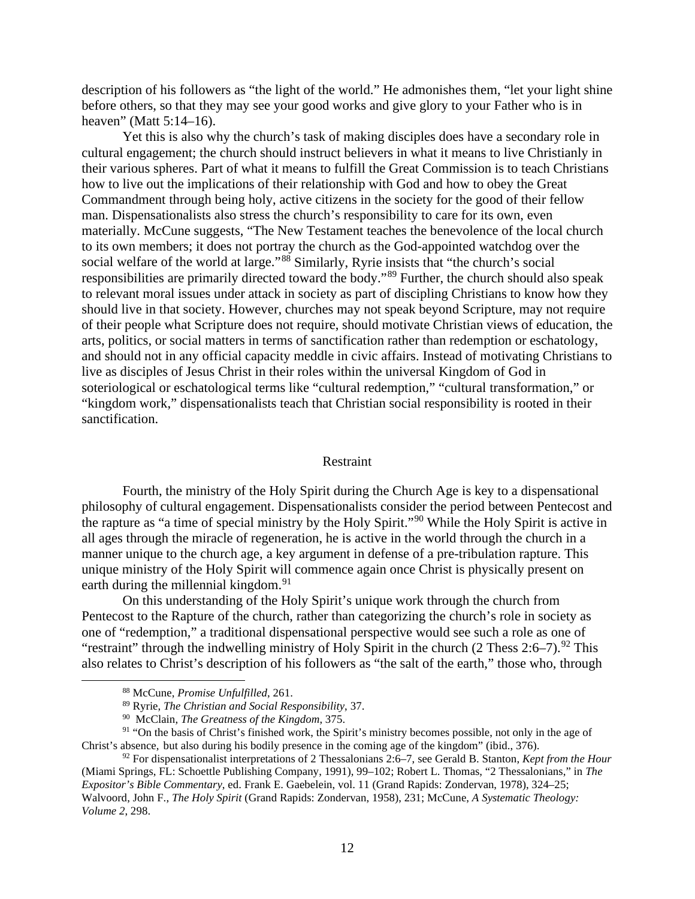description of his followers as "the light of the world." He admonishes them, "let your light shine before others, so that they may see your good works and give glory to your Father who is in heaven" (Matt 5:14–16).

Yet this is also why the church's task of making disciples does have a secondary role in cultural engagement; the church should instruct believers in what it means to live Christianly in their various spheres. Part of what it means to fulfill the Great Commission is to teach Christians how to live out the implications of their relationship with God and how to obey the Great Commandment through being holy, active citizens in the society for the good of their fellow man. Dispensationalists also stress the church's responsibility to care for its own, even materially. McCune suggests, "The New Testament teaches the benevolence of the local church to its own members; it does not portray the church as the God-appointed watchdog over the social welfare of the world at large."[88] Similarly, Ryrie insists that "the church's social responsibilities are primarily directed toward the body."[89] Further, the church should also speak to relevant moral issues under attack in society as part of discipling Christians to know how they should live in that society. However, churches may not speak beyond Scripture, may not require of their people what Scripture does not require, should motivate Christian views of education, the arts, politics, or social matters in terms of sanctification rather than redemption or eschatology, and should not in any official capacity meddle in civic affairs. Instead of motivating Christians to live as disciples of Jesus Christ in their roles within the universal Kingdom of God in soteriological or eschatological terms like "cultural redemption," "cultural transformation," or "kingdom work," dispensationalists teach that Christian social responsibility is rooted in their sanctification.

## Restraint

Fourth, the ministry of the Holy Spirit during the Church Age is key to a dispensational philosophy of cultural engagement. Dispensationalists consider the period between Pentecost and the rapture as "a time of special ministry by the Holy Spirit."[90] While the Holy Spirit is active in all ages through the miracle of regeneration, he is active in the world through the church in a manner unique to the church age, a key argument in defense of a pre-tribulation rapture. This unique ministry of the Holy Spirit will commence again once Christ is physically present on earth during the millennial kingdom.[91]

On this understanding of the Holy Spirit's unique work through the church from Pentecost to the Rapture of the church, rather than categorizing the church's role in society as one of "redemption," a traditional dispensational perspective would see such a role as one of "restraint" through the indwelling ministry of Holy Spirit in the church (2 Thess 2:6–7).[92] This also relates to Christ's description of his followers as "the salt of the earth," those who, through

---

[88] McCune, *Promise Unfulfilled*, 261.

[89] Ryrie, *The Christian and Social Responsibility*, 37.

[90] McClain, *The Greatness of the Kingdom*, 375.

[91] "On the basis of Christ's finished work, the Spirit's ministry becomes possible, not only in the age of Christ's absence, but also during his bodily presence in the coming age of the kingdom" (ibid., 376).

[92] For dispensationalist interpretations of 2 Thessalonians 2:6–7, see Gerald B. Stanton, *Kept from the Hour* (Miami Springs, FL: Schoettle Publishing Company, 1991), 99–102; Robert L. Thomas, "2 Thessalonians," in *The Expositor's Bible Commentary*, ed. Frank E. Gaebelein, vol. 11 (Grand Rapids: Zondervan, 1978), 324–25; Walvoord, John F., *The Holy Spirit* (Grand Rapids: Zondervan, 1958), 231; McCune, *A Systematic Theology: Volume 2*, 298.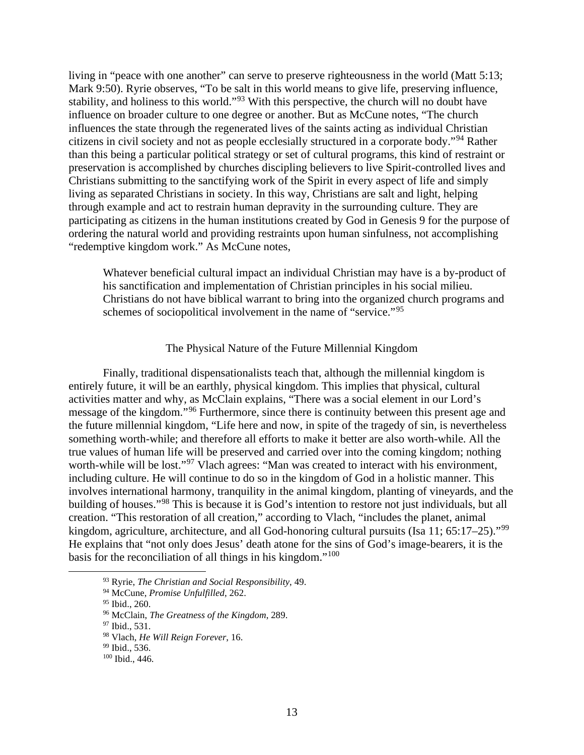living in "peace with one another" can serve to preserve righteousness in the world (Matt 5:13; Mark 9:50). Ryrie observes, "To be salt in this world means to give life, preserving influence, stability, and holiness to this world."[93] With this perspective, the church will no doubt have influence on broader culture to one degree or another. But as McCune notes, "The church influences the state through the regenerated lives of the saints acting as individual Christian citizens in civil society and not as people ecclesially structured in a corporate body."[94] Rather than this being a particular political strategy or set of cultural programs, this kind of restraint or preservation is accomplished by churches discipling believers to live Spirit-controlled lives and Christians submitting to the sanctifying work of the Spirit in every aspect of life and simply living as separated Christians in society. In this way, Christians are salt and light, helping through example and act to restrain human depravity in the surrounding culture. They are participating as citizens in the human institutions created by God in Genesis 9 for the purpose of ordering the natural world and providing restraints upon human sinfulness, not accomplishing "redemptive kingdom work." As McCune notes,

> Whatever beneficial cultural impact an individual Christian may have is a by-product of his sanctification and implementation of Christian principles in his social milieu. Christians do not have biblical warrant to bring into the organized church programs and schemes of sociopolitical involvement in the name of "service."[95]

### The Physical Nature of the Future Millennial Kingdom

Finally, traditional dispensationalists teach that, although the millennial kingdom is entirely future, it will be an earthly, physical kingdom. This implies that physical, cultural activities matter and why, as McClain explains, "There was a social element in our Lord's message of the kingdom."[96] Furthermore, since there is continuity between this present age and the future millennial kingdom, "Life here and now, in spite of the tragedy of sin, is nevertheless something worth-while; and therefore all efforts to make it better are also worth-while. All the true values of human life will be preserved and carried over into the coming kingdom; nothing worth-while will be lost."[97] Vlach agrees: "Man was created to interact with his environment, including culture. He will continue to do so in the kingdom of God in a holistic manner. This involves international harmony, tranquility in the animal kingdom, planting of vineyards, and the building of houses."[98] This is because it is God's intention to restore not just individuals, but all creation. "This restoration of all creation," according to Vlach, "includes the planet, animal kingdom, agriculture, architecture, and all God-honoring cultural pursuits (Isa 11; 65:17–25)."[99] He explains that "not only does Jesus' death atone for the sins of God's image-bearers, it is the basis for the reconciliation of all things in his kingdom."[100]

---

[93] Ryrie, *The Christian and Social Responsibility*, 49.

[94] McCune, *Promise Unfulfilled*, 262.

[95] Ibid., 260.

[96] McClain, *The Greatness of the Kingdom*, 289.

[97] Ibid., 531.

[98] Vlach, *He Will Reign Forever*, 16.

[99] Ibid., 536.

[100] Ibid., 446.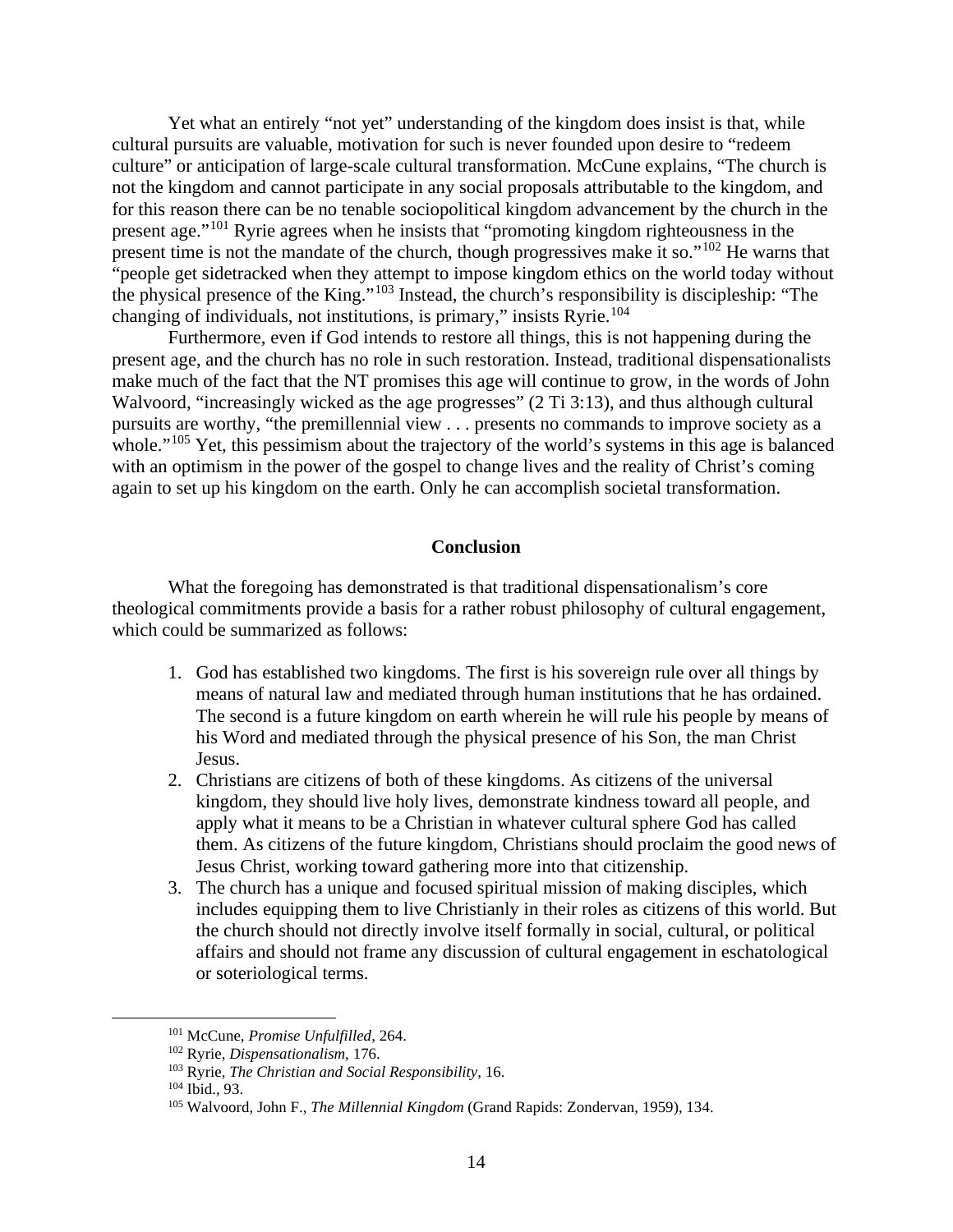Yet what an entirely "not yet" understanding of the kingdom does insist is that, while cultural pursuits are valuable, motivation for such is never founded upon desire to "redeem culture" or anticipation of large-scale cultural transformation. McCune explains, "The church is not the kingdom and cannot participate in any social proposals attributable to the kingdom, and for this reason there can be no tenable sociopolitical kingdom advancement by the church in the present age."[101] Ryrie agrees when he insists that "promoting kingdom righteousness in the present time is not the mandate of the church, though progressives make it so."[102] He warns that "people get sidetracked when they attempt to impose kingdom ethics on the world today without the physical presence of the King."[103] Instead, the church's responsibility is discipleship: "The changing of individuals, not institutions, is primary," insists Ryrie.[104]

Furthermore, even if God intends to restore all things, this is not happening during the present age, and the church has no role in such restoration. Instead, traditional dispensationalists make much of the fact that the NT promises this age will continue to grow, in the words of John Walvoord, "increasingly wicked as the age progresses" (2 Ti 3:13), and thus although cultural pursuits are worthy, "the premillennial view . . . presents no commands to improve society as a whole."[105] Yet, this pessimism about the trajectory of the world's systems in this age is balanced with an optimism in the power of the gospel to change lives and the reality of Christ's coming again to set up his kingdom on the earth. Only he can accomplish societal transformation.

## Conclusion

What the foregoing has demonstrated is that traditional dispensationalism's core theological commitments provide a basis for a rather robust philosophy of cultural engagement, which could be summarized as follows:

1. God has established two kingdoms. The first is his sovereign rule over all things by means of natural law and mediated through human institutions that he has ordained. The second is a future kingdom on earth wherein he will rule his people by means of his Word and mediated through the physical presence of his Son, the man Christ Jesus.
2. Christians are citizens of both of these kingdoms. As citizens of the universal kingdom, they should live holy lives, demonstrate kindness toward all people, and apply what it means to be a Christian in whatever cultural sphere God has called them. As citizens of the future kingdom, Christians should proclaim the good news of Jesus Christ, working toward gathering more into that citizenship.
3. The church has a unique and focused spiritual mission of making disciples, which includes equipping them to live Christianly in their roles as citizens of this world. But the church should not directly involve itself formally in social, cultural, or political affairs and should not frame any discussion of cultural engagement in eschatological or soteriological terms.

---

[101] McCune, *Promise Unfulfilled*, 264.

[102] Ryrie, *Dispensationalism*, 176.

[103] Ryrie, *The Christian and Social Responsibility*, 16.

[104] Ibid., 93.

[105] Walvoord, John F., *The Millennial Kingdom* (Grand Rapids: Zondervan, 1959), 134.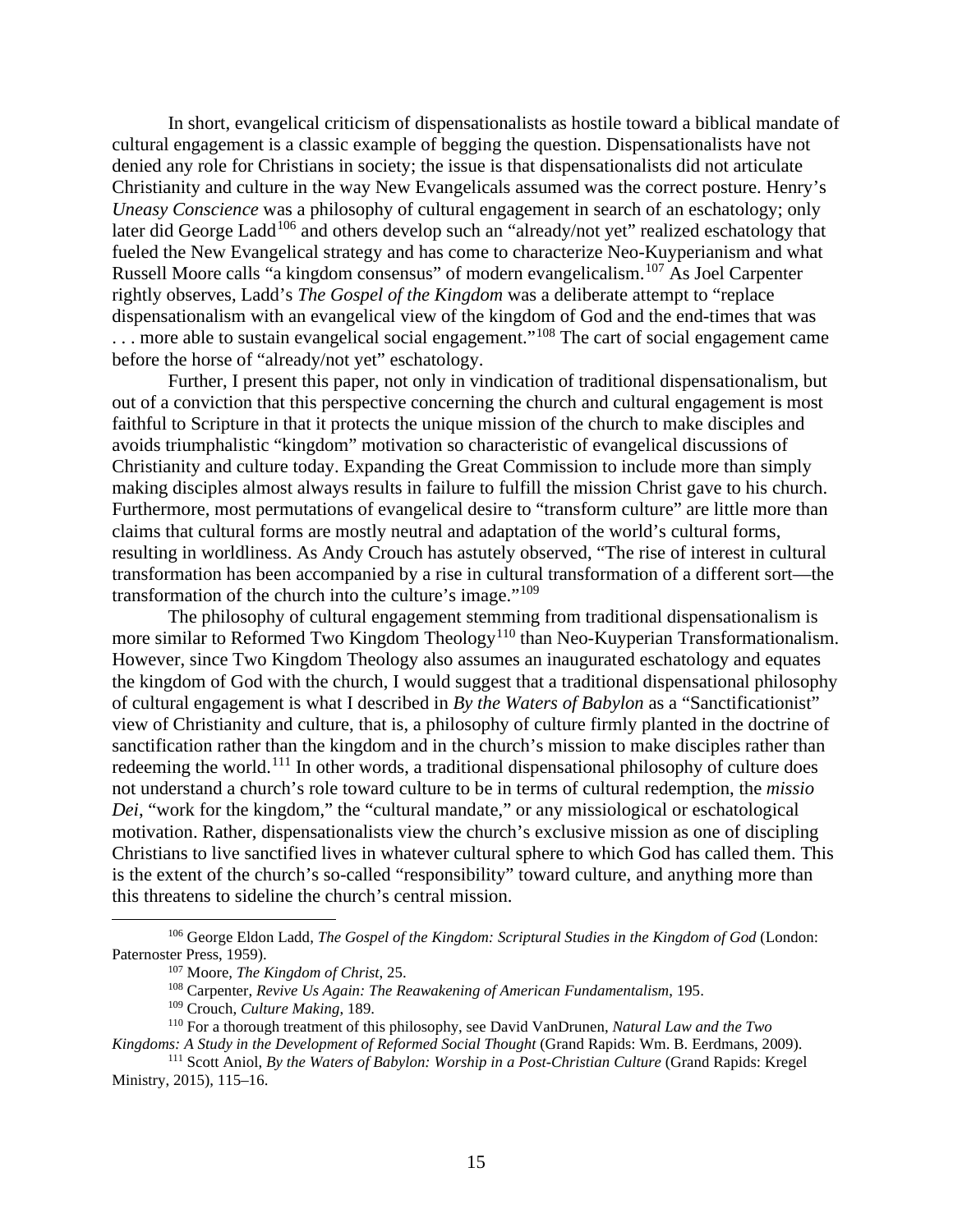In short, evangelical criticism of dispensationalists as hostile toward a biblical mandate of cultural engagement is a classic example of begging the question. Dispensationalists have not denied any role for Christians in society; the issue is that dispensationalists did not articulate Christianity and culture in the way New Evangelicals assumed was the correct posture. Henry's *Uneasy Conscience* was a philosophy of cultural engagement in search of an eschatology; only later did George Ladd[106] and others develop such an "already/not yet" realized eschatology that fueled the New Evangelical strategy and has come to characterize Neo-Kuyperianism and what Russell Moore calls "a kingdom consensus" of modern evangelicalism.[107] As Joel Carpenter rightly observes, Ladd's *The Gospel of the Kingdom* was a deliberate attempt to "replace dispensationalism with an evangelical view of the kingdom of God and the end-times that was . . . more able to sustain evangelical social engagement."[108] The cart of social engagement came before the horse of "already/not yet" eschatology.

Further, I present this paper, not only in vindication of traditional dispensationalism, but out of a conviction that this perspective concerning the church and cultural engagement is most faithful to Scripture in that it protects the unique mission of the church to make disciples and avoids triumphalistic "kingdom" motivation so characteristic of evangelical discussions of Christianity and culture today. Expanding the Great Commission to include more than simply making disciples almost always results in failure to fulfill the mission Christ gave to his church. Furthermore, most permutations of evangelical desire to "transform culture" are little more than claims that cultural forms are mostly neutral and adaptation of the world's cultural forms, resulting in worldliness. As Andy Crouch has astutely observed, "The rise of interest in cultural transformation has been accompanied by a rise in cultural transformation of a different sort—the transformation of the church into the culture's image."[109]

The philosophy of cultural engagement stemming from traditional dispensationalism is more similar to Reformed Two Kingdom Theology[110] than Neo-Kuyperian Transformationalism. However, since Two Kingdom Theology also assumes an inaugurated eschatology and equates the kingdom of God with the church, I would suggest that a traditional dispensational philosophy of cultural engagement is what I described in *By the Waters of Babylon* as a "Sanctificationist" view of Christianity and culture, that is, a philosophy of culture firmly planted in the doctrine of sanctification rather than the kingdom and in the church's mission to make disciples rather than redeeming the world.[111] In other words, a traditional dispensational philosophy of culture does not understand a church's role toward culture to be in terms of cultural redemption, the *missio Dei*, "work for the kingdom," the "cultural mandate," or any missiological or eschatological motivation. Rather, dispensationalists view the church's exclusive mission as one of discipling Christians to live sanctified lives in whatever cultural sphere to which God has called them. This is the extent of the church's so-called "responsibility" toward culture, and anything more than this threatens to sideline the church's central mission.

---

[106] George Eldon Ladd, *The Gospel of the Kingdom: Scriptural Studies in the Kingdom of God* (London: Paternoster Press, 1959).

[107] Moore, *The Kingdom of Christ*, 25.

[108] Carpenter, *Revive Us Again: The Reawakening of American Fundamentalism*, 195.

[109] Crouch, *Culture Making*, 189.

[110] For a thorough treatment of this philosophy, see David VanDrunen, *Natural Law and the Two Kingdoms: A Study in the Development of Reformed Social Thought* (Grand Rapids: Wm. B. Eerdmans, 2009).

[111] Scott Aniol, *By the Waters of Babylon: Worship in a Post-Christian Culture* (Grand Rapids: Kregel Ministry, 2015), 115–16.